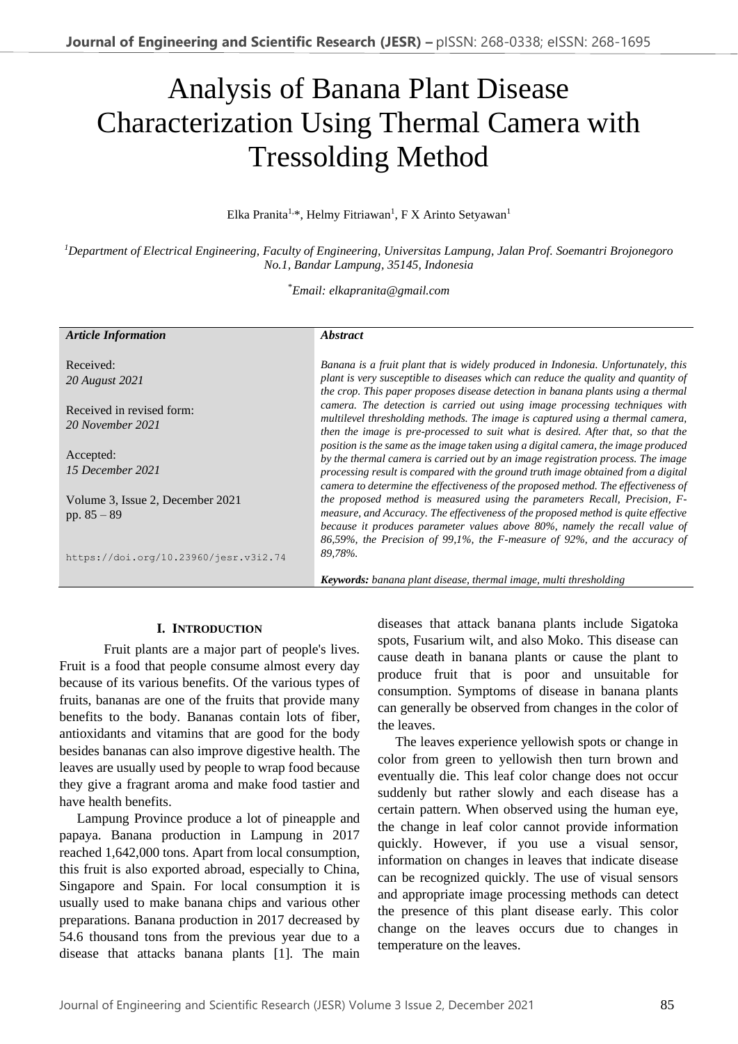# Analysis of Banana Plant Disease Characterization Using Thermal Camera with Tressolding Method

Elka Pranita[1,*], Helmy Fitriawan[1], F X Arinto Setyawan[1]

[1]*Department of Electrical Engineering, Faculty of Engineering, Universitas Lampung, Jalan Prof. Soemantri Brojonegoro No.1, Bandar Lampung, 35145, Indonesia*

[*]*Email: elkapranita@gmail.com*

| *Article Information* | *Abstract* |
|---|---|
| Received: *20 August 2021* <br> Received in revised form: *20 November 2021* <br> Accepted: *15 December 2021* <br> Volume 3, Issue 2, December 2021 <br> pp. 85 – 89 <br> https://doi.org/10.23960/jesr.v3i2.74 | *Banana is a fruit plant that is widely produced in Indonesia. Unfortunately, this plant is very susceptible to diseases which can reduce the quality and quantity of the crop. This paper proposes disease detection in banana plants using a thermal camera. The detection is carried out using image processing techniques with multilevel thresholding methods. The image is captured using a thermal camera, then the image is pre-processed to suit what is desired. After that, so that the position is the same as the image taken using a digital camera, the image produced by the thermal camera is carried out by an image registration process. The image processing result is compared with the ground truth image obtained from a digital camera to determine the effectiveness of the proposed method. The effectiveness of the proposed method is measured using the parameters Recall, Precision, F-measure, and Accuracy. The effectiveness of the proposed method is quite effective because it produces parameter values above 80%, namely the recall value of 86,59%, the Precision of 99,1%, the F-measure of 92%, and the accuracy of 89,78%.* <br><br> ***Keywords:*** *banana plant disease, thermal image, multi thresholding* |

## I. Introduction

Fruit plants are a major part of people's lives. Fruit is a food that people consume almost every day because of its various benefits. Of the various types of fruits, bananas are one of the fruits that provide many benefits to the body. Bananas contain lots of fiber, antioxidants and vitamins that are good for the body besides bananas can also improve digestive health. The leaves are usually used by people to wrap food because they give a fragrant aroma and make food tastier and have health benefits.

Lampung Province produce a lot of pineapple and papaya. Banana production in Lampung in 2017 reached 1,642,000 tons. Apart from local consumption, this fruit is also exported abroad, especially to China, Singapore and Spain. For local consumption it is usually used to make banana chips and various other preparations. Banana production in 2017 decreased by 54.6 thousand tons from the previous year due to a disease that attacks banana plants [1]. The main diseases that attack banana plants include Sigatoka spots, Fusarium wilt, and also Moko. This disease can cause death in banana plants or cause the plant to produce fruit that is poor and unsuitable for consumption. Symptoms of disease in banana plants can generally be observed from changes in the color of the leaves.

The leaves experience yellowish spots or change in color from green to yellowish then turn brown and eventually die. This leaf color change does not occur suddenly but rather slowly and each disease has a certain pattern. When observed using the human eye, the change in leaf color cannot provide information quickly. However, if you use a visual sensor, information on changes in leaves that indicate disease can be recognized quickly. The use of visual sensors and appropriate image processing methods can detect the presence of this plant disease early. This color change on the leaves occurs due to changes in temperature on the leaves.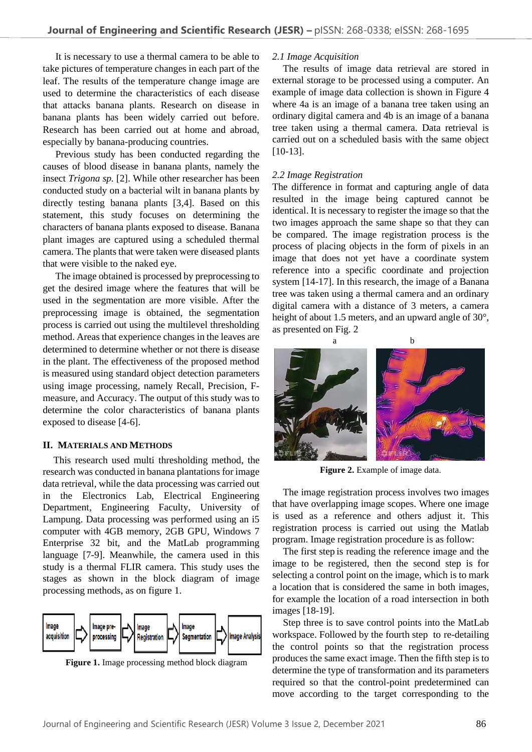It is necessary to use a thermal camera to be able to take pictures of temperature changes in each part of the leaf. The results of the temperature change image are used to determine the characteristics of each disease that attacks banana plants. Research on disease in banana plants has been widely carried out before. Research has been carried out at home and abroad, especially by banana-producing countries.

Previous study has been conducted regarding the causes of blood disease in banana plants, namely the insect *Trigona sp.* [2]. While other researcher has been conducted study on a bacterial wilt in banana plants by directly testing banana plants [3,4]. Based on this statement, this study focuses on determining the characters of banana plants exposed to disease. Banana plant images are captured using a scheduled thermal camera. The plants that were taken were diseased plants that were visible to the naked eye.

The image obtained is processed by preprocessing to get the desired image where the features that will be used in the segmentation are more visible. After the preprocessing image is obtained, the segmentation process is carried out using the multilevel thresholding method. Areas that experience changes in the leaves are determined to determine whether or not there is disease in the plant. The effectiveness of the proposed method is measured using standard object detection parameters using image processing, namely Recall, Precision, F-measure, and Accuracy. The output of this study was to determine the color characteristics of banana plants exposed to disease [4-6].

## II. Materials and Methods

This research used multi thresholding method, the research was conducted in banana plantations for image data retrieval, while the data processing was carried out in the Electronics Lab, Electrical Engineering Department, Engineering Faculty, University of Lampung. Data processing was performed using an i5 computer with 4GB memory, 2GB GPU, Windows 7 Enterprise 32 bit, and the MatLab programming language [7-9]. Meanwhile, the camera used in this study is a thermal FLIR camera. This study uses the stages as shown in the block diagram of image processing methods, as on figure 1.

Image acquisition ⇨ Image pre-processing ⇨ Image Registration ⇨ Image Segmentation ⇨ Image Analysis

**Figure 1.** Image processing method block diagram

### 2.1 Image Acquisition

The results of image data retrieval are stored in external storage to be processed using a computer. An example of image data collection is shown in Figure 4 where 4a is an image of a banana tree taken using an ordinary digital camera and 4b is an image of a banana tree taken using a thermal camera. Data retrieval is carried out on a scheduled basis with the same object [10-13].

### 2.2 Image Registration

The difference in format and capturing angle of data resulted in the image being captured cannot be identical. It is necessary to register the image so that the two images approach the same shape so that they can be compared. The image registration process is the process of placing objects in the form of pixels in an image that does not yet have a coordinate system reference into a specific coordinate and projection system [14-17]. In this research, the image of a Banana tree was taken using a thermal camera and an ordinary digital camera with a distance of 3 meters, a camera height of about 1.5 meters, and an upward angle of 30°, as presented on Fig. 2

**Figure 2.** Example of image data.

The image registration process involves two images that have overlapping image scopes. Where one image is used as a reference and others adjust it. This registration process is carried out using the Matlab program. Image registration procedure is as follow:

The first step is reading the reference image and the image to be registered, then the second step is for selecting a control point on the image, which is to mark a location that is considered the same in both images, for example the location of a road intersection in both images [18-19].

Step three is to save control points into the MatLab workspace. Followed by the fourth step to re-detailing the control points so that the registration process produces the same exact image. Then the fifth step is to determine the type of transformation and its parameters required so that the control-point predetermined can move according to the target corresponding to the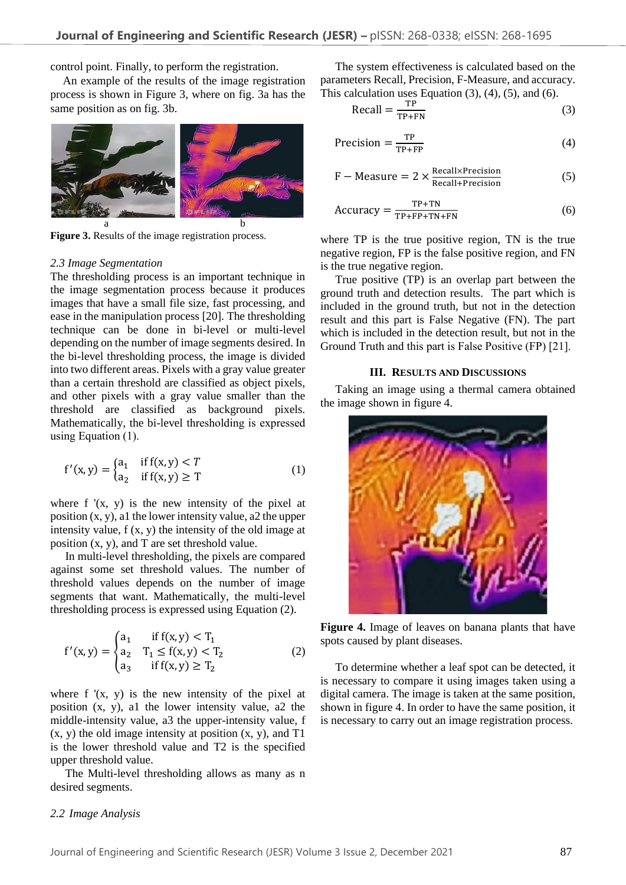control point. Finally, to perform the registration.

An example of the results of the image registration process is shown in Figure 3, where on fig. 3a has the same position as on fig. 3b.

a b

**Figure 3.** Results of the image registration process.

*2.3 Image Segmentation*

The thresholding process is an important technique in the image segmentation process because it produces images that have a small file size, fast processing, and ease in the manipulation process [20]. The thresholding technique can be done in bi-level or multi-level depending on the number of image segments desired. In the bi-level thresholding process, the image is divided into two different areas. Pixels with a gray value greater than a certain threshold are classified as object pixels, and other pixels with a gray value smaller than the threshold are classified as background pixels. Mathematically, the bi-level thresholding is expressed using Equation (1).

$$f'(x,y) = \begin{cases} a_1 & \text{if } f(x,y) < T \\ a_2 & \text{if } f(x,y) \geq T \end{cases} \quad (1)$$

where f '(x, y) is the new intensity of the pixel at position (x, y), a1 the lower intensity value, a2 the upper intensity value, f (x, y) the intensity of the old image at position (x, y), and T are set threshold value.

In multi-level thresholding, the pixels are compared against some set threshold values. The number of threshold values depends on the number of image segments that want. Mathematically, the multi-level thresholding process is expressed using Equation (2).

$$f'(x,y) = \begin{cases} a_1 & \text{if } f(x,y) < T_1 \\ a_2 & T_1 \leq f(x,y) < T_2 \\ a_3 & \text{if } f(x,y) \geq T_2 \end{cases} \quad (2)$$

where f '(x, y) is the new intensity of the pixel at position (x, y), a1 the lower intensity value, a2 the middle-intensity value, a3 the upper-intensity value, f (x, y) the old image intensity at position (x, y), and T1 is the lower threshold value and T2 is the specified upper threshold value.

The Multi-level thresholding allows as many as n desired segments.

*2.2 Image Analysis*

The system effectiveness is calculated based on the parameters Recall, Precision, F-Measure, and accuracy. This calculation uses Equation (3), (4), (5), and (6).

$$\text{Recall} = \frac{TP}{TP+FN} \quad (3)$$

$$\text{Precision} = \frac{TP}{TP+FP} \quad (4)$$

$$\text{F}-\text{Measure} = 2 \times \frac{\text{Recall} \times \text{Precision}}{\text{Recall}+\text{Precision}} \quad (5)$$

$$\text{Accuracy} = \frac{TP+TN}{TP+FP+TN+FN} \quad (6)$$

where TP is the true positive region, TN is the true negative region, FP is the false positive region, and FN is the true negative region.

True positive (TP) is an overlap part between the ground truth and detection results. The part which is included in the ground truth, but not in the detection result and this part is False Negative (FN). The part which is included in the detection result, but not in the Ground Truth and this part is False Positive (FP) [21].

## III. Results and Discussions

Taking an image using a thermal camera obtained the image shown in figure 4.

**Figure 4.** Image of leaves on banana plants that have spots caused by plant diseases.

To determine whether a leaf spot can be detected, it is necessary to compare it using images taken using a digital camera. The image is taken at the same position, shown in figure 4. In order to have the same position, it is necessary to carry out an image registration process.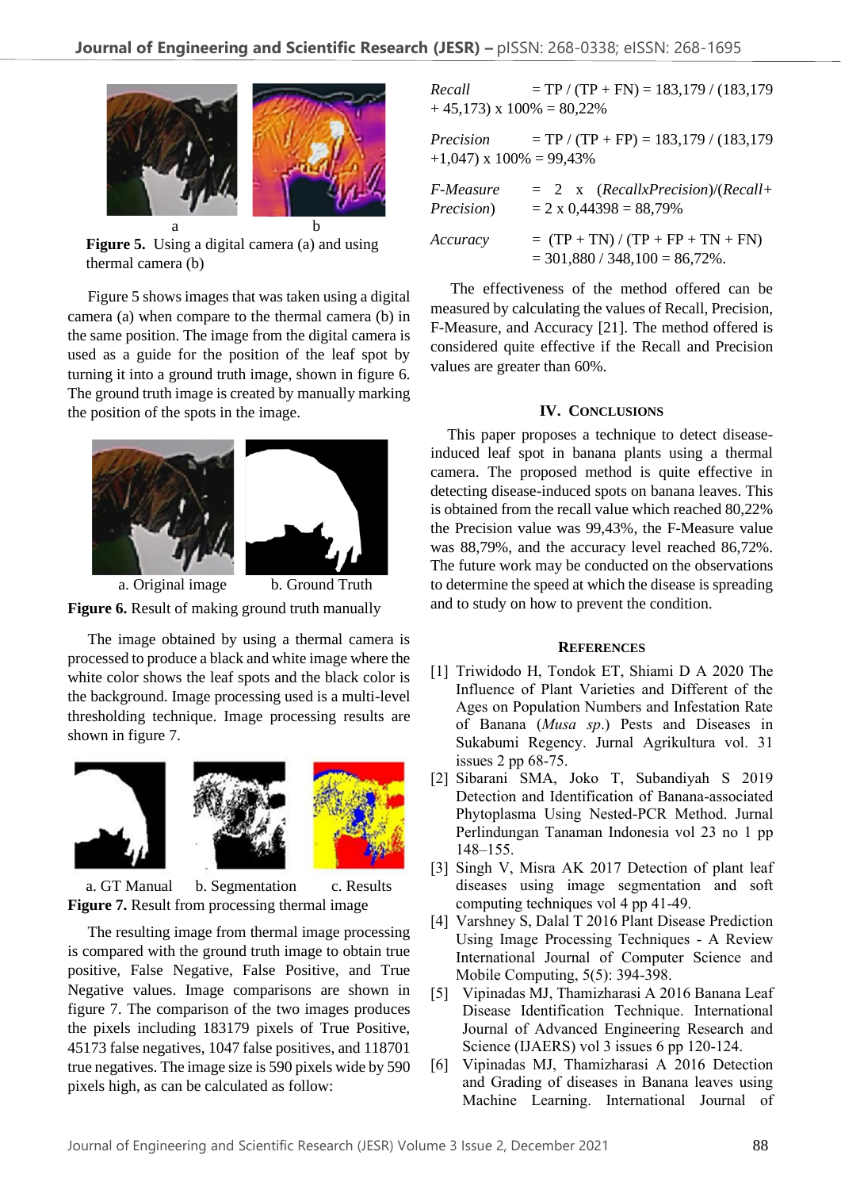a b

**Figure 5.** Using a digital camera (a) and using thermal camera (b)

Figure 5 shows images that was taken using a digital camera (a) when compare to the thermal camera (b) in the same position. The image from the digital camera is used as a guide for the position of the leaf spot by turning it into a ground truth image, shown in figure 6. The ground truth image is created by manually marking the position of the spots in the image.

a. Original image b. Ground Truth

**Figure 6.** Result of making ground truth manually

The image obtained by using a thermal camera is processed to produce a black and white image where the white color shows the leaf spots and the black color is the background. Image processing used is a multi-level thresholding technique. Image processing results are shown in figure 7.

a. GT Manual b. Segmentation c. Results

**Figure 7.** Result from processing thermal image

The resulting image from thermal image processing is compared with the ground truth image to obtain true positive, False Negative, False Positive, and True Negative values. Image comparisons are shown in figure 7. The comparison of the two images produces the pixels including 183179 pixels of True Positive, 45173 false negatives, 1047 false positives, and 118701 true negatives. The image size is 590 pixels wide by 590 pixels high, as can be calculated as follow:

*Recall* = TP / (TP + FN) = 183,179 / (183,179 + 45,173) x 100% = 80,22%

*Precision* = TP / (TP + FP) = 183,179 / (183,179 +1,047) x 100% = 99,43%

*F-Measure* = 2 x (*RecallxPrecision*)/(*Recall+ Precision*) = 2 x 0,44398 = 88,79%

*Accuracy* = (TP + TN) / (TP + FP + TN + FN) = 301,880 / 348,100 = 86,72%.

The effectiveness of the method offered can be measured by calculating the values of Recall, Precision, F-Measure, and Accuracy [21]. The method offered is considered quite effective if the Recall and Precision values are greater than 60%.

## IV. Conclusions

This paper proposes a technique to detect disease-induced leaf spot in banana plants using a thermal camera. The proposed method is quite effective in detecting disease-induced spots on banana leaves. This is obtained from the recall value which reached 80,22% the Precision value was 99,43%, the F-Measure value was 88,79%, and the accuracy level reached 86,72%. The future work may be conducted on the observations to determine the speed at which the disease is spreading and to study on how to prevent the condition.

## References

[1] Triwidodo H, Tondok ET, Shiami D A 2020 The Influence of Plant Varieties and Different of the Ages on Population Numbers and Infestation Rate of Banana (*Musa sp.*) Pests and Diseases in Sukabumi Regency. Jurnal Agrikultura vol. 31 issues 2 pp 68-75.

[2] Sibarani SMA, Joko T, Subandiyah S 2019 Detection and Identification of Banana-associated Phytoplasma Using Nested-PCR Method. Jurnal Perlindungan Tanaman Indonesia vol 23 no 1 pp 148–155.

[3] Singh V, Misra AK 2017 Detection of plant leaf diseases using image segmentation and soft computing techniques vol 4 pp 41-49.

[4] Varshney S, Dalal T 2016 Plant Disease Prediction Using Image Processing Techniques - A Review International Journal of Computer Science and Mobile Computing, 5(5): 394-398.

[5] Vipinadas MJ, Thamizharasi A 2016 Banana Leaf Disease Identification Technique. International Journal of Advanced Engineering Research and Science (IJAERS) vol 3 issues 6 pp 120-124.

[6] Vipinadas MJ, Thamizharasi A 2016 Detection and Grading of diseases in Banana leaves using Machine Learning. International Journal of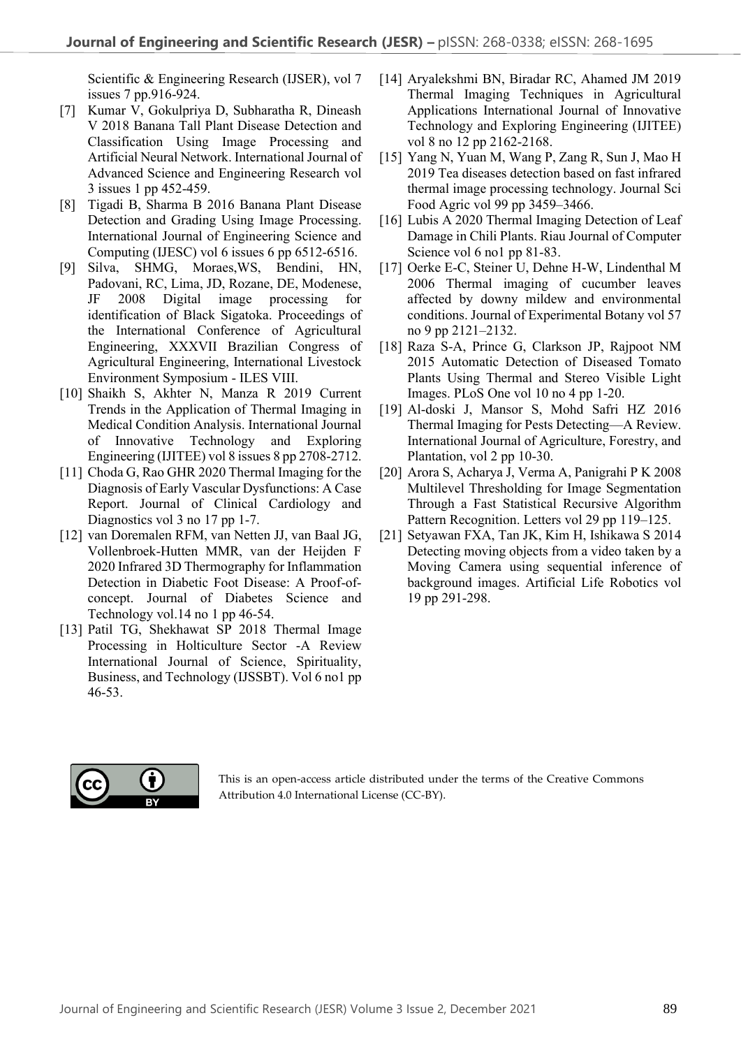Scientific & Engineering Research (IJSER), vol 7 issues 7 pp.916-924.

[7] Kumar V, Gokulpriya D, Subharatha R, Dineash V 2018 Banana Tall Plant Disease Detection and Classification Using Image Processing and Artificial Neural Network. International Journal of Advanced Science and Engineering Research vol 3 issues 1 pp 452-459.

[8] Tigadi B, Sharma B 2016 Banana Plant Disease Detection and Grading Using Image Processing. International Journal of Engineering Science and Computing (IJESC) vol 6 issues 6 pp 6512-6516.

[9] Silva, SHMG, Moraes,WS, Bendini, HN, Padovani, RC, Lima, JD, Rozane, DE, Modenese, JF 2008 Digital image processing for identification of Black Sigatoka. Proceedings of the International Conference of Agricultural Engineering, XXXVII Brazilian Congress of Agricultural Engineering, International Livestock Environment Symposium - ILES VIII.

[10] Shaikh S, Akhter N, Manza R 2019 Current Trends in the Application of Thermal Imaging in Medical Condition Analysis. International Journal of Innovative Technology and Exploring Engineering (IJITEE) vol 8 issues 8 pp 2708-2712.

[11] Choda G, Rao GHR 2020 Thermal Imaging for the Diagnosis of Early Vascular Dysfunctions: A Case Report. Journal of Clinical Cardiology and Diagnostics vol 3 no 17 pp 1-7.

[12] van Doremalen RFM, van Netten JJ, van Baal JG, Vollenbroek-Hutten MMR, van der Heijden F 2020 Infrared 3D Thermography for Inflammation Detection in Diabetic Foot Disease: A Proof-of-concept. Journal of Diabetes Science and Technology vol.14 no 1 pp 46-54.

[13] Patil TG, Shekhawat SP 2018 Thermal Image Processing in Holticulture Sector -A Review International Journal of Science, Spirituality, Business, and Technology (IJSSBT). Vol 6 no1 pp 46-53.

[14] Aryalekshmi BN, Biradar RC, Ahamed JM 2019 Thermal Imaging Techniques in Agricultural Applications International Journal of Innovative Technology and Exploring Engineering (IJITEE) vol 8 no 12 pp 2162-2168.

[15] Yang N, Yuan M, Wang P, Zang R, Sun J, Mao H 2019 Tea diseases detection based on fast infrared thermal image processing technology. Journal Sci Food Agric vol 99 pp 3459–3466.

[16] Lubis A 2020 Thermal Imaging Detection of Leaf Damage in Chili Plants. Riau Journal of Computer Science vol 6 no1 pp 81-83.

[17] Oerke E-C, Steiner U, Dehne H-W, Lindenthal M 2006 Thermal imaging of cucumber leaves affected by downy mildew and environmental conditions. Journal of Experimental Botany vol 57 no 9 pp 2121–2132.

[18] Raza S-A, Prince G, Clarkson JP, Rajpoot NM 2015 Automatic Detection of Diseased Tomato Plants Using Thermal and Stereo Visible Light Images. PLoS One vol 10 no 4 pp 1-20.

[19] Al-doski J, Mansor S, Mohd Safri HZ 2016 Thermal Imaging for Pests Detecting—A Review. International Journal of Agriculture, Forestry, and Plantation, vol 2 pp 10-30.

[20] Arora S, Acharya J, Verma A, Panigrahi P K 2008 Multilevel Thresholding for Image Segmentation Through a Fast Statistical Recursive Algorithm Pattern Recognition. Letters vol 29 pp 119–125.

[21] Setyawan FXA, Tan JK, Kim H, Ishikawa S 2014 Detecting moving objects from a video taken by a Moving Camera using sequential inference of background images. Artificial Life Robotics vol 19 pp 291-298.

This is an open-access article distributed under the terms of the Creative Commons Attribution 4.0 International License (CC-BY).